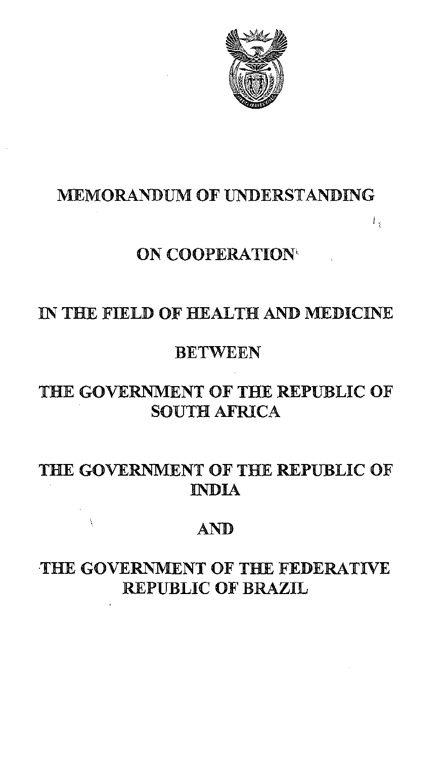# MEMORANDUM OF UNDERSTANDING

## ON COOPERATION

## IN THE FIELD OF HEALTH AND MEDICINE

## BETWEEN

## THE GOVERNMENT OF THE REPUBLIC OF SOUTH AFRICA

## THE GOVERNMENT OF THE REPUBLIC OF INDIA

## AND

## THE GOVERNMENT OF THE FEDERATIVE REPUBLIC OF BRAZIL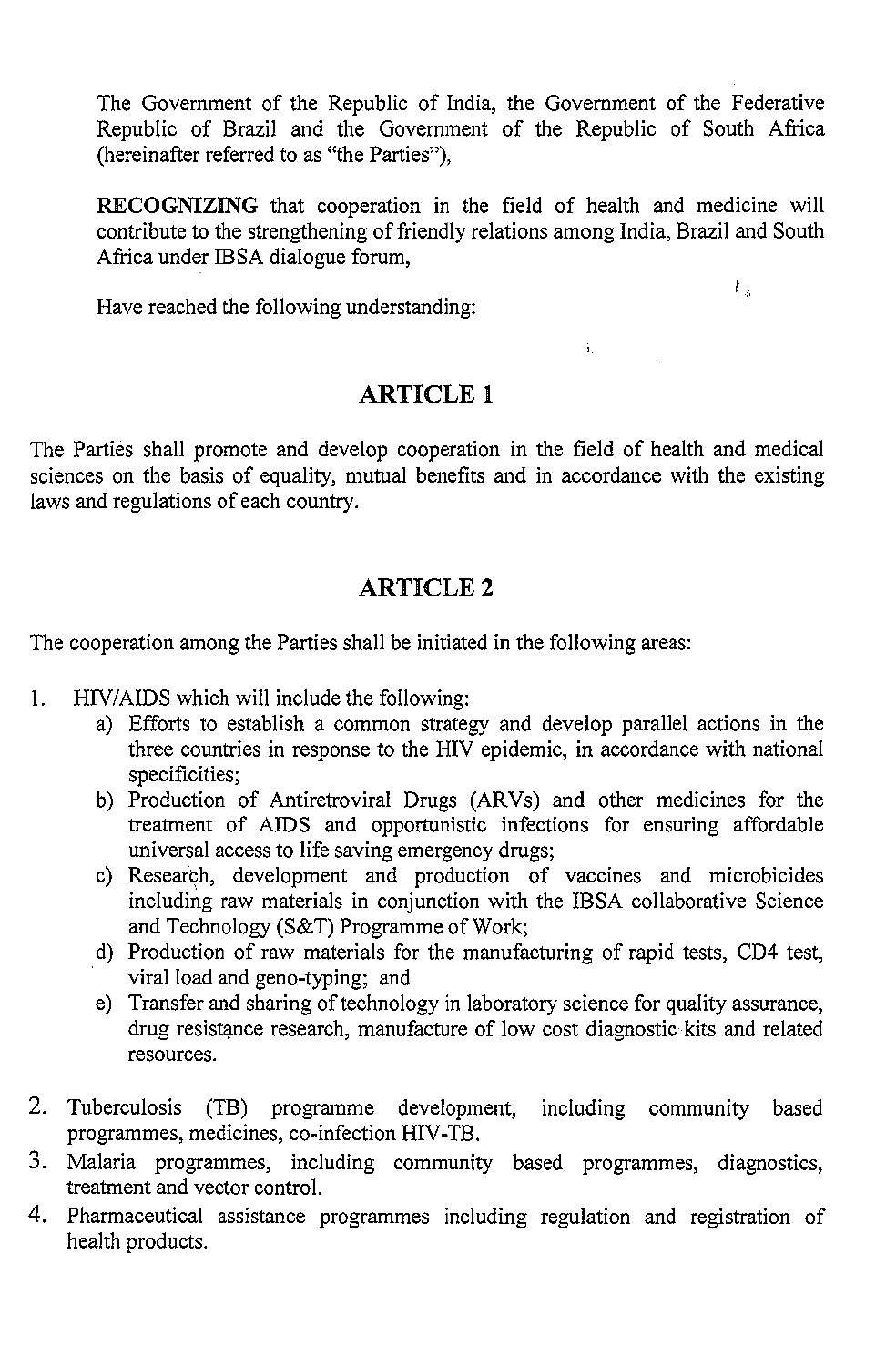The Government of the Republic of India, the Government of the Federative Republic of Brazil and the Government of the Republic of South Africa (hereinafter referred to as "the Parties"),

**RECOGNIZING** that cooperation in the field of health and medicine will contribute to the strengthening of friendly relations among India, Brazil and South Africa under IBSA dialogue forum,

Have reached the following understanding:

## ARTICLE 1

The Parties shall promote and develop cooperation in the field of health and medical sciences on the basis of equality, mutual benefits and in accordance with the existing laws and regulations of each country.

## ARTICLE 2

The cooperation among the Parties shall be initiated in the following areas:

1. HIV/AIDS which will include the following:
   a) Efforts to establish a common strategy and develop parallel actions in the three countries in response to the HIV epidemic, in accordance with national specificities;
   b) Production of Antiretroviral Drugs (ARVs) and other medicines for the treatment of AIDS and opportunistic infections for ensuring affordable universal access to life saving emergency drugs;
   c) Research, development and production of vaccines and microbicides including raw materials in conjunction with the IBSA collaborative Science and Technology (S&T) Programme of Work;
   d) Production of raw materials for the manufacturing of rapid tests, CD4 test, viral load and geno-typing; and
   e) Transfer and sharing of technology in laboratory science for quality assurance, drug resistance research, manufacture of low cost diagnostic kits and related resources.

2. Tuberculosis (TB) programme development, including community based programmes, medicines, co-infection HIV-TB.
3. Malaria programmes, including community based programmes, diagnostics, treatment and vector control.
4. Pharmaceutical assistance programmes including regulation and registration of health products.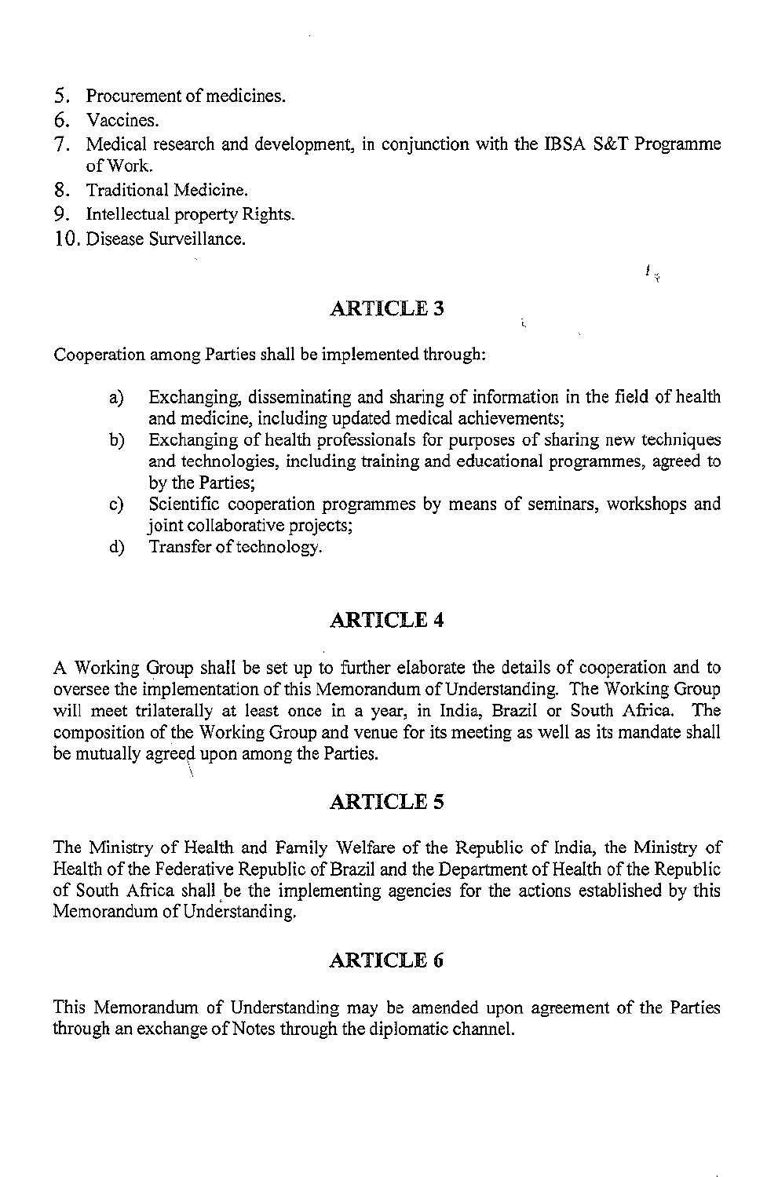5. Procurement of medicines.
6. Vaccines.
7. Medical research and development, in conjunction with the IBSA S&T Programme of Work.
8. Traditional Medicine.
9. Intellectual property Rights.
10. Disease Surveillance.

## ARTICLE 3

Cooperation among Parties shall be implemented through:

a) Exchanging, disseminating and sharing of information in the field of health and medicine, including updated medical achievements;
b) Exchanging of health professionals for purposes of sharing new techniques and technologies, including training and educational programmes, agreed to by the Parties;
c) Scientific cooperation programmes by means of seminars, workshops and joint collaborative projects;
d) Transfer of technology.

## ARTICLE 4

A Working Group shall be set up to further elaborate the details of cooperation and to oversee the implementation of this Memorandum of Understanding. The Working Group will meet trilaterally at least once in a year, in India, Brazil or South Africa. The composition of the Working Group and venue for its meeting as well as its mandate shall be mutually agreed upon among the Parties.

## ARTICLE 5

The Ministry of Health and Family Welfare of the Republic of India, the Ministry of Health of the Federative Republic of Brazil and the Department of Health of the Republic of South Africa shall be the implementing agencies for the actions established by this Memorandum of Understanding.

## ARTICLE 6

This Memorandum of Understanding may be amended upon agreement of the Parties through an exchange of Notes through the diplomatic channel.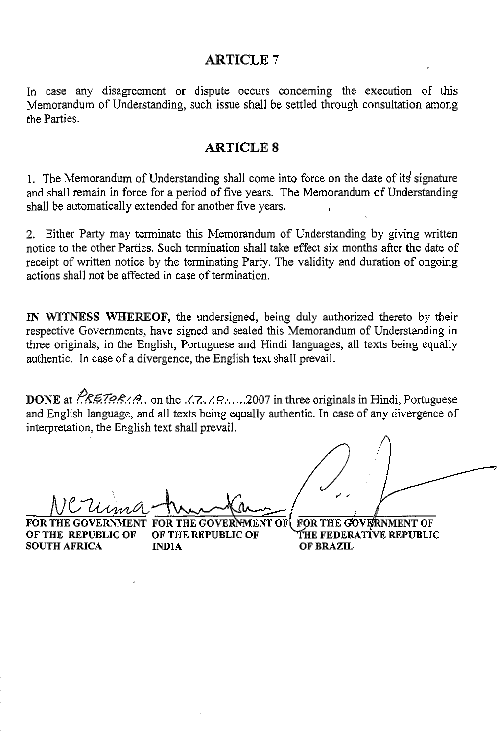## ARTICLE 7

In case any disagreement or dispute occurs concerning the execution of this Memorandum of Understanding, such issue shall be settled through consultation among the Parties.

## ARTICLE 8

1. The Memorandum of Understanding shall come into force on the date of its signature and shall remain in force for a period of five years. The Memorandum of Understanding shall be automatically extended for another five years.

2. Either Party may terminate this Memorandum of Understanding by giving written notice to the other Parties. Such termination shall take effect six months after the date of receipt of written notice by the terminating Party. The validity and duration of ongoing actions shall not be affected in case of termination.

**IN WITNESS WHEREOF**, the undersigned, being duly authorized thereto by their respective Governments, have signed and sealed this Memorandum of Understanding in three originals, in the English, Portuguese and Hindi languages, all texts being equally authentic. In case of a divergence, the English text shall prevail.

**DONE** at PRETORIA on the 17.10.....2007 in three originals in Hindi, Portuguese and English language, and all texts being equally authentic. In case of any divergence of interpretation, the English text shall prevail.

| **FOR THE GOVERNMENT OF THE REPUBLIC OF SOUTH AFRICA** | **FOR THE GOVERNMENT OF THE REPUBLIC OF INDIA** | **FOR THE GOVERNMENT OF THE FEDERATIVE REPUBLIC OF BRAZIL** |
| --- | --- | --- |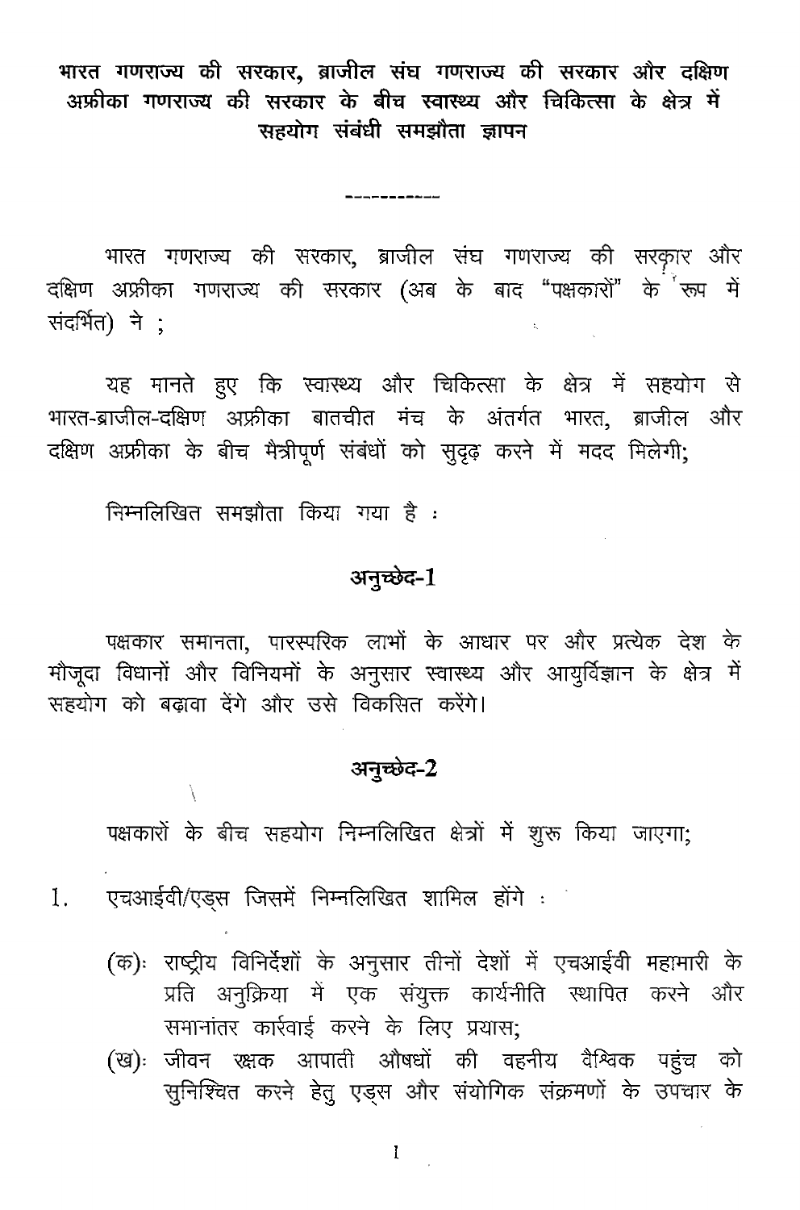# भारत गणराज्य की सरकार, ब्राजील संघ गणराज्य की सरकार और दक्षिण अफ्रीका गणराज्य की सरकार के बीच स्वास्थ्य और चिकित्सा के क्षेत्र में सहयोग संबंधी समझौता ज्ञापन

-----------

भारत गणराज्य की सरकार, ब्राजील संघ गणराज्य की सरकार और दक्षिण अफ्रीका गणराज्य की सरकार (अब के बाद "पक्षकारों" के रूप में संदर्भित) ने ;

यह मानते हुए कि स्वास्थ्य और चिकित्सा के क्षेत्र में सहयोग से भारत-ब्राजील-दक्षिण अफ्रीका बातचीत मंच के अंतर्गत भारत, ब्राजील और दक्षिण अफ्रीका के बीच मैत्रीपूर्ण संबंधों को सुदृढ़ करने में मदद मिलेगी;

निम्नलिखित समझौता किया गया है :

## अनुच्छेद-1

पक्षकार समानता, पारस्परिक लाभों के आधार पर और प्रत्येक देश के मौजूदा विधानों और विनियमों के अनुसार स्वास्थ्य और आयुर्विज्ञान के क्षेत्र में सहयोग को बढ़ावा देंगे और उसे विकसित करेंगे।

## अनुच्छेद-2

पक्षकारों के बीच सहयोग निम्नलिखित क्षेत्रों में शुरू किया जाएगा;

1. एचआईवी/एड्स जिसमें निम्नलिखित शामिल होंगे :

   (क): राष्ट्रीय विनिर्देशों के अनुसार तीनों देशों में एचआईवी महामारी के प्रति अनुक्रिया में एक संयुक्त कार्यनीति स्थापित करने और समानांतर कार्रवाई करने के लिए प्रयास;

   (ख): जीवन रक्षक आपाती औषधों की वहनीय वैश्विक पहुंच को सुनिश्चित करने हेतु एड्स और संयोगिक संक्रमणों के उपचार के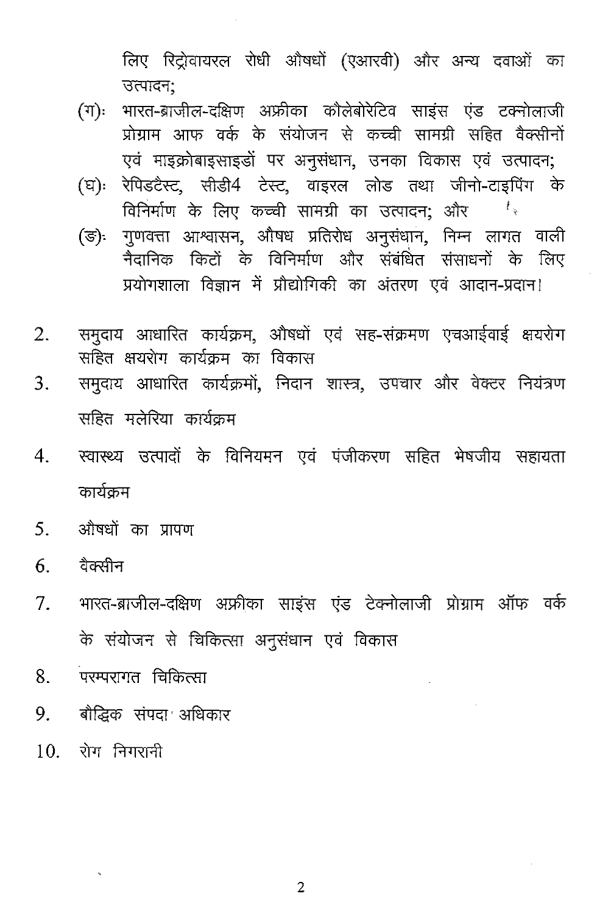लिए रिट्रोवायरल रोधी औषधों (एआरवी) और अन्य दवाओं का उत्पादन;

(ग): भारत-ब्राजील-दक्षिण अफ्रीका कौलेबोरेटिव साइंस एंड टक्नोलाजी प्रोग्राम आफ वर्क के संयोजन से कच्ची सामग्री सहित वैक्सीनों एवं माइक्रोबाइसाइडों पर अनुसंधान, उनका विकास एवं उत्पादन;

(घ): रेपिडटैस्ट, सीडी4 टेस्ट, वाइरल लोड तथा जीनो-टाइपिंग के विनिर्माण के लिए कच्ची सामग्री का उत्पादन; और

(ङ): गुणवत्ता आश्वासन, औषध प्रतिरोध अनुसंधान, निम्न लागत वाली नैदानिक किटों के विनिर्माण और संबंधित संसाधनों के लिए प्रयोगशाला विज्ञान में प्रौद्योगिकी का अंतरण एवं आदान-प्रदान।

2. समुदाय आधारित कार्यक्रम, औषधों एवं सह-संक्रमण एचआईवाई क्षयरोग सहित क्षयरोग कार्यक्रम का विकास
3. समुदाय आधारित कार्यक्रमों, निदान शास्त्र, उपचार और वेक्टर नियंत्रण सहित मलेरिया कार्यक्रम
4. स्वास्थ्य उत्पादों के विनियमन एवं पंजीकरण सहित भेषजीय सहायता कार्यक्रम
5. औषधों का प्रापण
6. वैक्सीन
7. भारत-ब्राजील-दक्षिण अफ्रीका साइंस एंड टेक्नोलाजी प्रोग्राम ऑफ वर्क के संयोजन से चिकित्सा अनुसंधान एवं विकास
8. परम्परागत चिकित्सा
9. बौद्धिक संपदा अधिकार
10. रोग निगरानी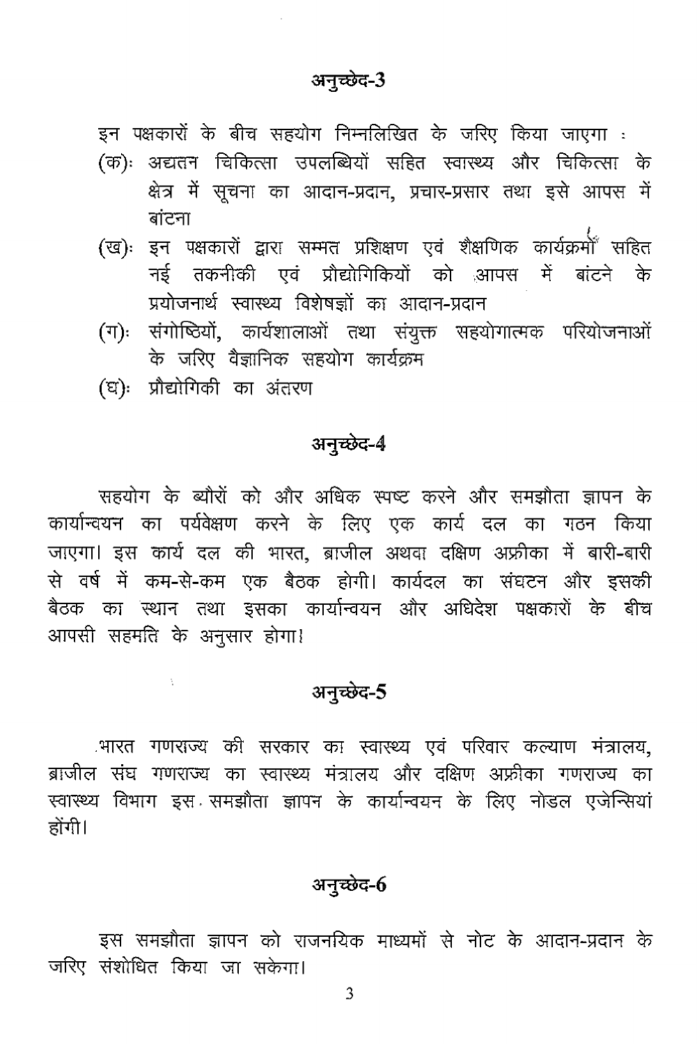## अनुच्छेद-3

इन पक्षकारों के बीच सहयोग निम्नलिखित के जरिए किया जाएगा :

(क): अद्यतन चिकित्सा उपलब्धियों सहित स्वास्थ्य और चिकित्सा के क्षेत्र में सूचना का आदान-प्रदान, प्रचार-प्रसार तथा इसे आपस में बांटना

(ख): इन पक्षकारों द्वारा सम्मत प्रशिक्षण एवं शैक्षणिक कार्यक्रमों सहित नई तकनीकी एवं प्रौद्योगिकियों को आपस में बांटने के प्रयोजनार्थ स्वास्थ्य विशेषज्ञों का आदान-प्रदान

(ग): संगोष्ठियों, कार्यशालाओं तथा संयुक्त सहयोगात्मक परियोजनाओं के जरिए वैज्ञानिक सहयोग कार्यक्रम

(घ): प्रौद्योगिकी का अंतरण

## अनुच्छेद-4

सहयोग के ब्यौरों को और अधिक स्पष्ट करने और समझौता ज्ञापन के कार्यान्वयन का पर्यवेक्षण करने के लिए एक कार्य दल का गठन किया जाएगा। इस कार्य दल की भारत, ब्राजील अथवा दक्षिण अफ्रीका में बारी-बारी से वर्ष में कम-से-कम एक बैठक होगी। कार्यदल का संघटन और इसकी बैठक का स्थान तथा इसका कार्यान्वयन और अधिदेश पक्षकारों के बीच आपसी सहमति के अनुसार होगा।

## अनुच्छेद-5

भारत गणराज्य की सरकार का स्वास्थ्य एवं परिवार कल्याण मंत्रालय, ब्राजील संघ गणराज्य का स्वास्थ्य मंत्रालय और दक्षिण अफ्रीका गणराज्य का स्वास्थ्य विभाग इस समझौता ज्ञापन के कार्यान्वयन के लिए नोडल एजेन्सियां होंगी।

## अनुच्छेद-6

इस समझौता ज्ञापन को राजनयिक माध्यमों से नोट के आदान-प्रदान के जरिए संशोधित किया जा सकेगा।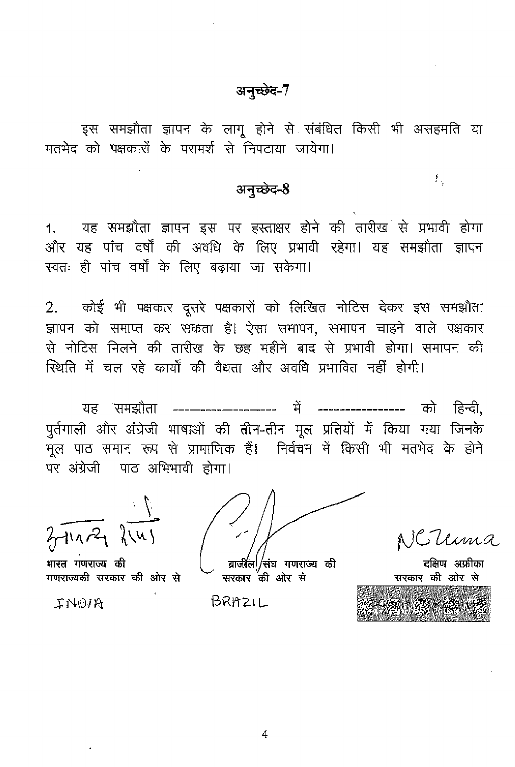## अनुच्छेद-7

इस समझौता ज्ञापन के लागू होने से संबंधित किसी भी असहमति या मतभेद को पक्षकारों के परामर्श से निपटाया जायेगा।

## अनुच्छेद-8

1. यह समझौता ज्ञापन इस पर हस्ताक्षर होने की तारीख से प्रभावी होगा और यह पांच वर्षों की अवधि के लिए प्रभावी रहेगा। यह समझौता ज्ञापन स्वतः ही पांच वर्षों के लिए बढ़ाया जा सकेगा।

2. कोई भी पक्षकार दूसरे पक्षकारों को लिखित नोटिस देकर इस समझौता ज्ञापन को समाप्त कर सकता है। ऐसा समापन, समापन चाहने वाले पक्षकार से नोटिस मिलने की तारीख के छह महीने बाद से प्रभावी होगा। समापन की स्थिति में चल रहे कार्यों की वैधता और अवधि प्रभावित नहीं होगी।

यह समझौता ------------------ में ---------------- को हिन्दी, पुर्तगाली और अंग्रेजी भाषाओं की तीन-तीन मूल प्रतियों में किया गया जिनके मूल पाठ समान रूप से प्रामाणिक हैं। निर्वचन में किसी भी मतभेद के होने पर अंग्रेजी पाठ अभिभावी होगा।

| | | |
|---|---|---|
| **भारत गणराज्य की गणराज्यकी सरकार की ओर से** | **ब्राजील संघ गणराज्य की सरकार की ओर से** | **दक्षिण अफ्रीका सरकार की ओर से** |
| INDIA | BRAZIL | SOUTH AFRICA |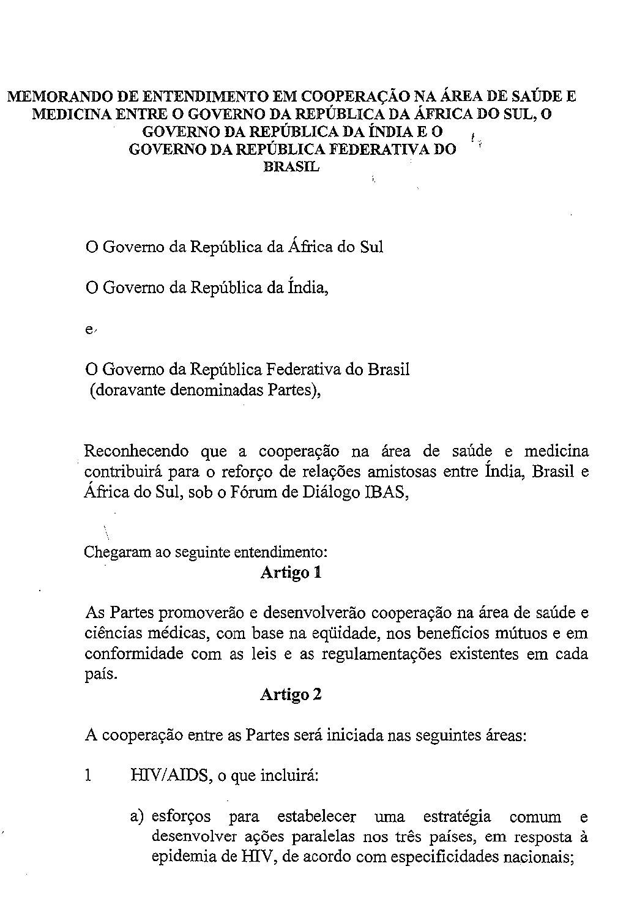# MEMORANDO DE ENTENDIMENTO EM COOPERAÇÃO NA ÁREA DE SAÚDE E MEDICINA ENTRE O GOVERNO DA REPÚBLICA DA ÁFRICA DO SUL, O GOVERNO DA REPÚBLICA DA ÍNDIA E O GOVERNO DA REPÚBLICA FEDERATIVA DO BRASIL

O Governo da República da África do Sul

O Governo da República da Índia,

e

O Governo da República Federativa do Brasil
(doravante denominadas Partes),

Reconhecendo que a cooperação na área de saúde e medicina contribuirá para o reforço de relações amistosas entre Índia, Brasil e África do Sul, sob o Fórum de Diálogo IBAS,

Chegaram ao seguinte entendimento:

## Artigo 1

As Partes promoverão e desenvolverão cooperação na área de saúde e ciências médicas, com base na eqüidade, nos benefícios mútuos e em conformidade com as leis e as regulamentações existentes em cada país.

## Artigo 2

A cooperação entre as Partes será iniciada nas seguintes áreas:

1 HIV/AIDS, o que incluirá:

a) esforços para estabelecer uma estratégia comum e desenvolver ações paralelas nos três países, em resposta à epidemia de HIV, de acordo com especificidades nacionais;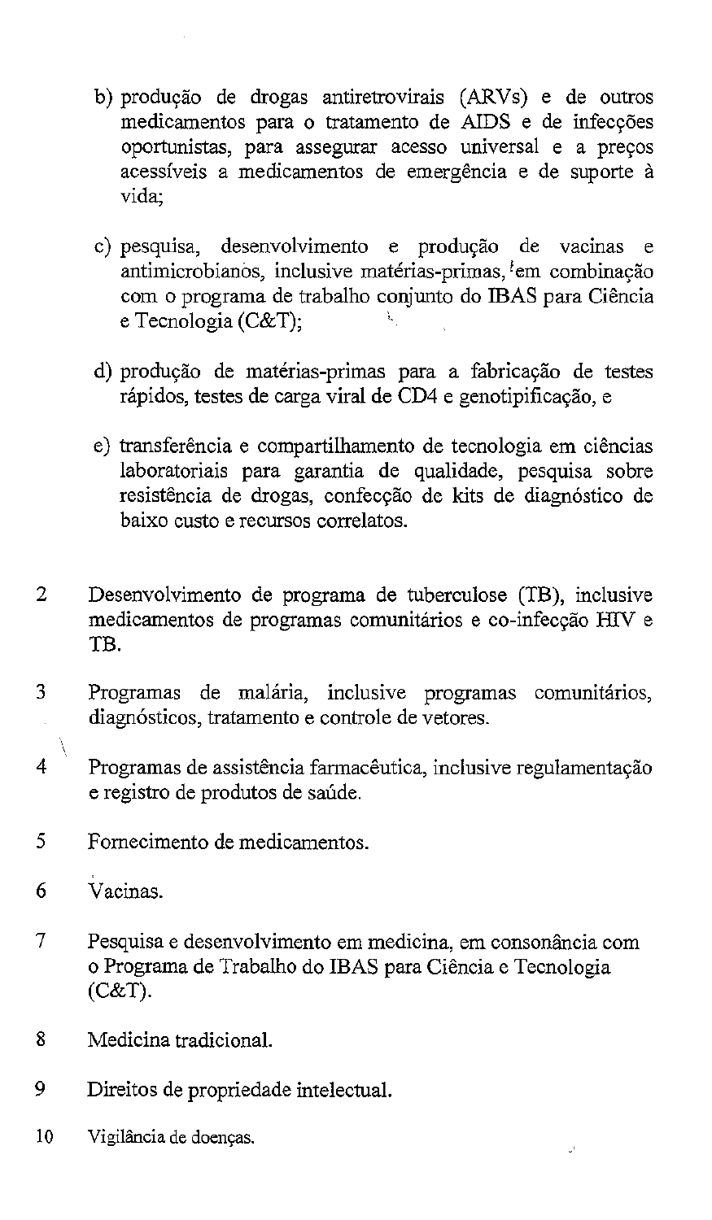b) produção de drogas antiretrovirais (ARVs) e de outros medicamentos para o tratamento de AIDS e de infecções oportunistas, para assegurar acesso universal e a preços acessíveis a medicamentos de emergência e de suporte à vida;

c) pesquisa, desenvolvimento e produção de vacinas e antimicrobianos, inclusive matérias-primas, em combinação com o programa de trabalho conjunto do IBAS para Ciência e Tecnologia (C&T);

d) produção de matérias-primas para a fabricação de testes rápidos, testes de carga viral de CD4 e genotipificação, e

e) transferência e compartilhamento de tecnologia em ciências laboratoriais para garantia de qualidade, pesquisa sobre resistência de drogas, confecção de kits de diagnóstico de baixo custo e recursos correlatos.

2 Desenvolvimento de programa de tuberculose (TB), inclusive medicamentos de programas comunitários e co-infecção HIV e TB.

3 Programas de malária, inclusive programas comunitários, diagnósticos, tratamento e controle de vetores.

4 Programas de assistência farmacêutica, inclusive regulamentação e registro de produtos de saúde.

5 Fornecimento de medicamentos.

6 Vacinas.

7 Pesquisa e desenvolvimento em medicina, em consonância com o Programa de Trabalho do IBAS para Ciência e Tecnologia (C&T).

8 Medicina tradicional.

9 Direitos de propriedade intelectual.

10 Vigilância de doenças.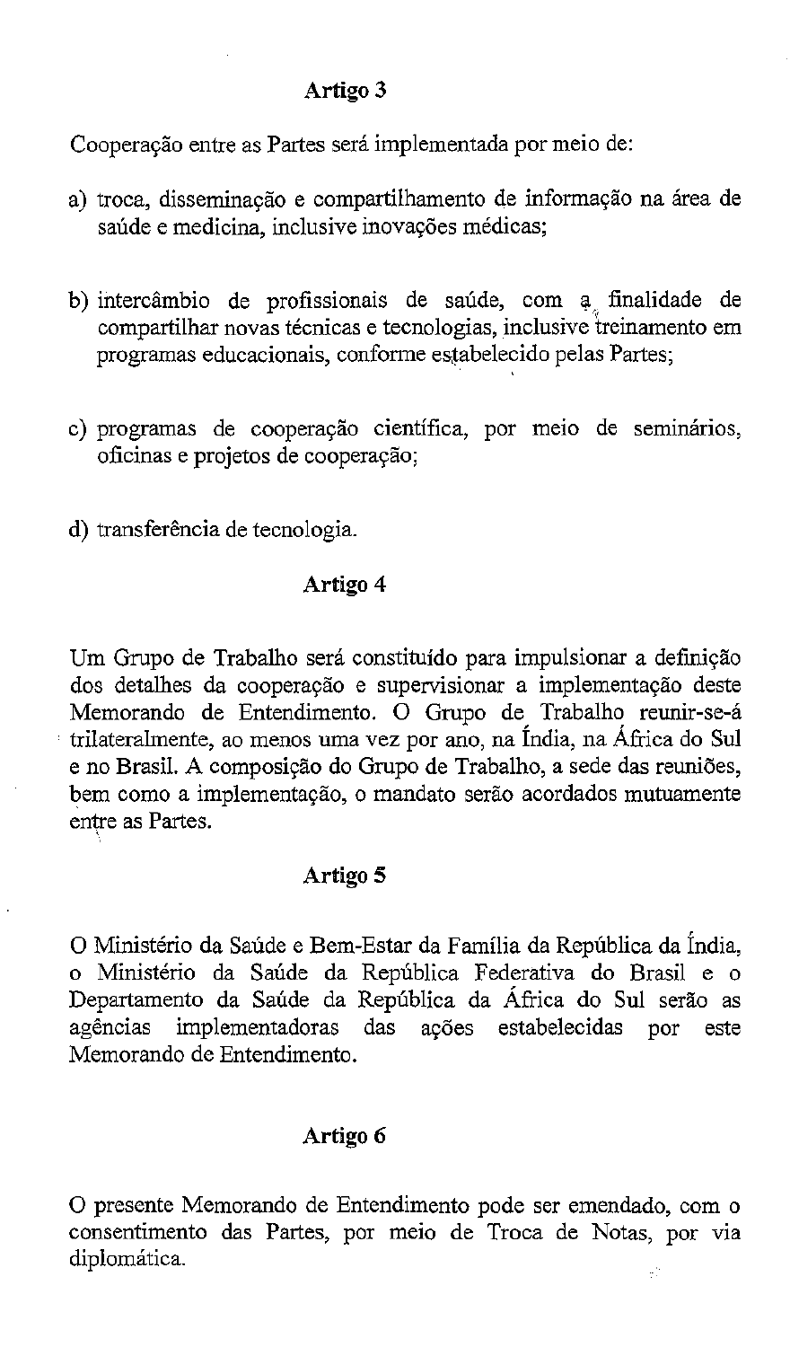## Artigo 3

Cooperação entre as Partes será implementada por meio de:

a) troca, disseminação e compartilhamento de informação na área de saúde e medicina, inclusive inovações médicas;

b) intercâmbio de profissionais de saúde, com a finalidade de compartilhar novas técnicas e tecnologias, inclusive treinamento em programas educacionais, conforme estabelecido pelas Partes;

c) programas de cooperação científica, por meio de seminários, oficinas e projetos de cooperação;

d) transferência de tecnologia.

## Artigo 4

Um Grupo de Trabalho será constituído para impulsionar a definição dos detalhes da cooperação e supervisionar a implementação deste Memorando de Entendimento. O Grupo de Trabalho reunir-se-á trilateralmente, ao menos uma vez por ano, na Índia, na África do Sul e no Brasil. A composição do Grupo de Trabalho, a sede das reuniões, bem como a implementação, o mandato serão acordados mutuamente entre as Partes.

## Artigo 5

O Ministério da Saúde e Bem-Estar da Família da República da Índia, o Ministério da Saúde da República Federativa do Brasil e o Departamento da Saúde da República da África do Sul serão as agências implementadoras das ações estabelecidas por este Memorando de Entendimento.

## Artigo 6

O presente Memorando de Entendimento pode ser emendado, com o consentimento das Partes, por meio de Troca de Notas, por via diplomática.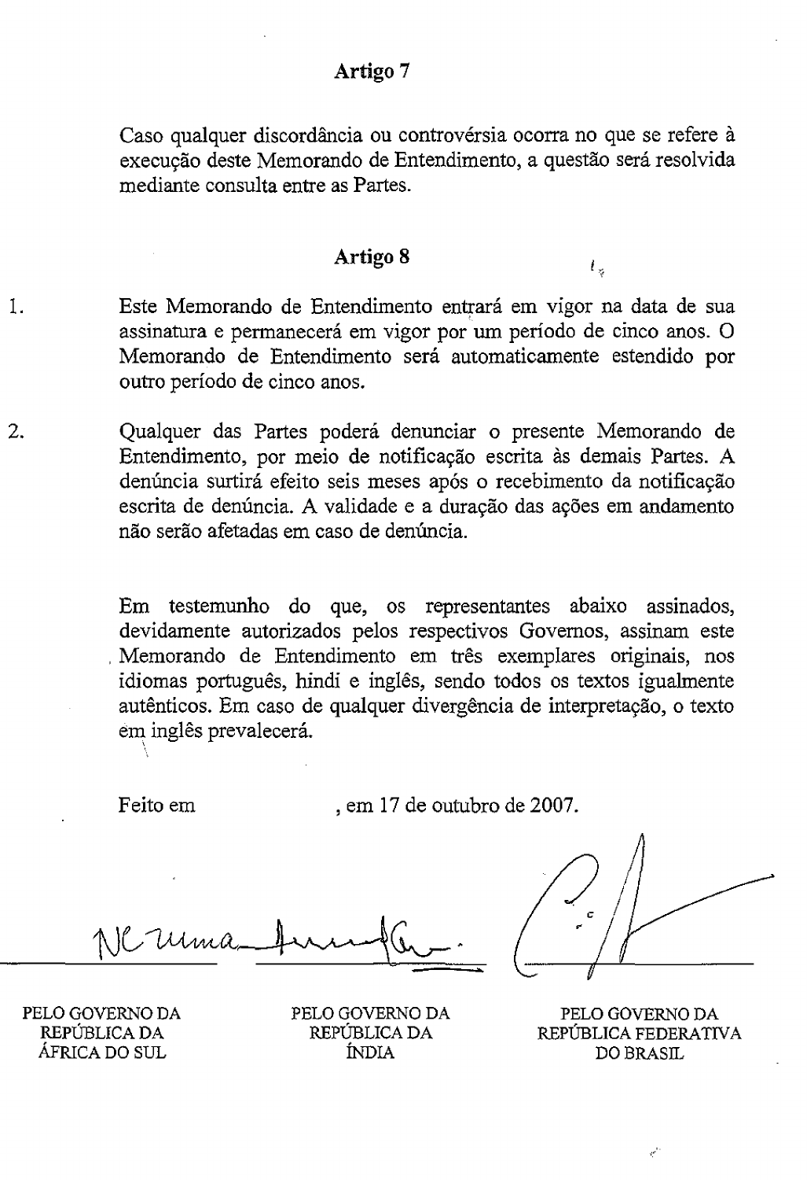## Artigo 7

Caso qualquer discordância ou controvérsia ocorra no que se refere à execução deste Memorando de Entendimento, a questão será resolvida mediante consulta entre as Partes.

## Artigo 8

1. Este Memorando de Entendimento entrará em vigor na data de sua assinatura e permanecerá em vigor por um período de cinco anos. O Memorando de Entendimento será automaticamente estendido por outro período de cinco anos.

2. Qualquer das Partes poderá denunciar o presente Memorando de Entendimento, por meio de notificação escrita às demais Partes. A denúncia surtirá efeito seis meses após o recebimento da notificação escrita de denúncia. A validade e a duração das ações em andamento não serão afetadas em caso de denúncia.

Em testemunho do que, os representantes abaixo assinados, devidamente autorizados pelos respectivos Governos, assinam este Memorando de Entendimento em três exemplares originais, nos idiomas português, hindi e inglês, sendo todos os textos igualmente autênticos. Em caso de qualquer divergência de interpretação, o texto em inglês prevalecerá.

Feito em , em 17 de outubro de 2007.

| PELO GOVERNO DA REPÚBLICA DA ÁFRICA DO SUL | PELO GOVERNO DA REPÚBLICA DA ÍNDIA | PELO GOVERNO DA REPÚBLICA FEDERATIVA DO BRASIL |
|---|---|---|